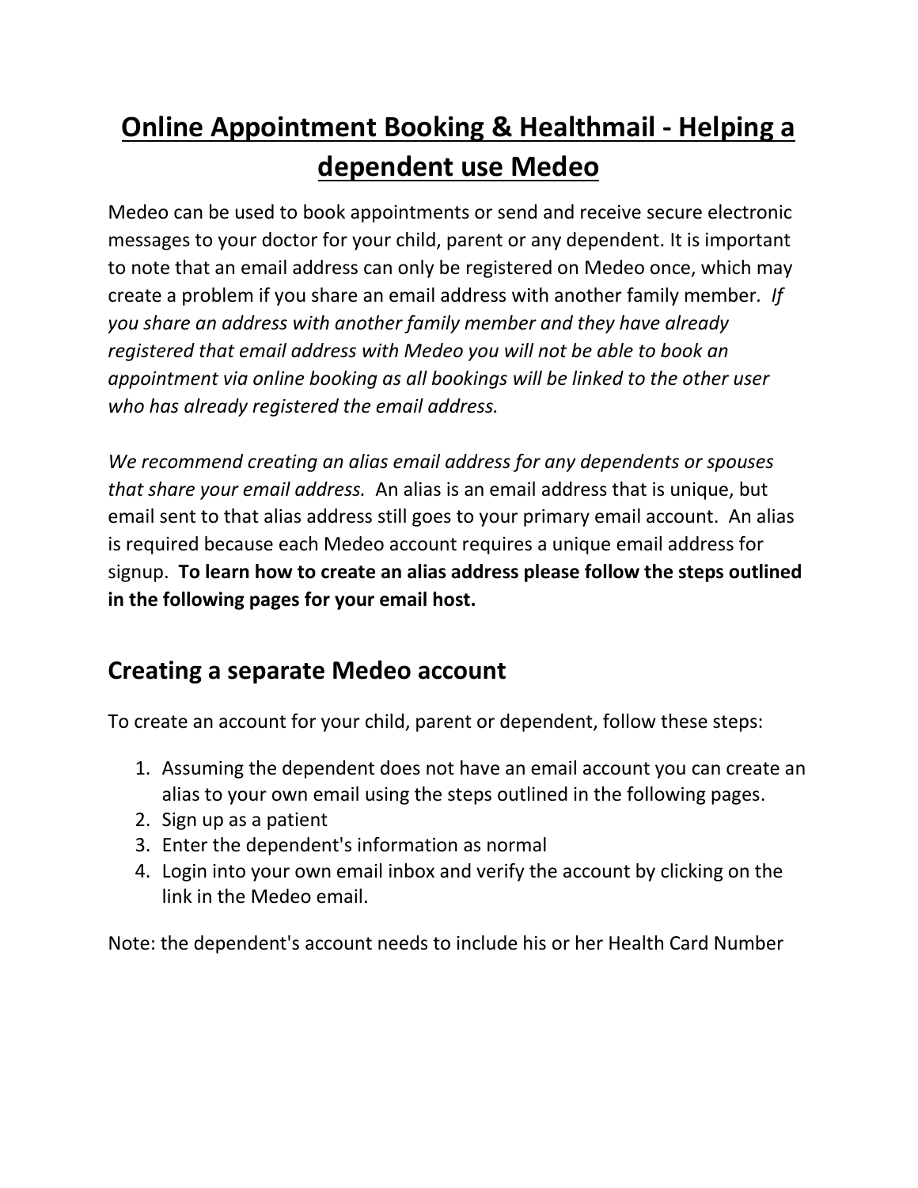# <u>Online Appointment Booking & Healthmail - Helping a dependent use Medeo</u>

Medeo can be used to book appointments or send and receive secure electronic messages to your doctor for your child, parent or any dependent. It is important to note that an email address can only be registered on Medeo once, which may create a problem if you share an email address with another family member. *If you share an address with another family member and they have already registered that email address with Medeo you will not be able to book an appointment via online booking as all bookings will be linked to the other user who has already registered the email address.*

*We recommend creating an alias email address for any dependents or spouses that share your email address.* An alias is an email address that is unique, but email sent to that alias address still goes to your primary email account. An alias is required because each Medeo account requires a unique email address for signup. **To learn how to create an alias address please follow the steps outlined in the following pages for your email host.**

## Creating a separate Medeo account

To create an account for your child, parent or dependent, follow these steps:

1. Assuming the dependent does not have an email account you can create an alias to your own email using the steps outlined in the following pages.
2. Sign up as a patient
3. Enter the dependent's information as normal
4. Login into your own email inbox and verify the account by clicking on the link in the Medeo email.

Note: the dependent's account needs to include his or her Health Card Number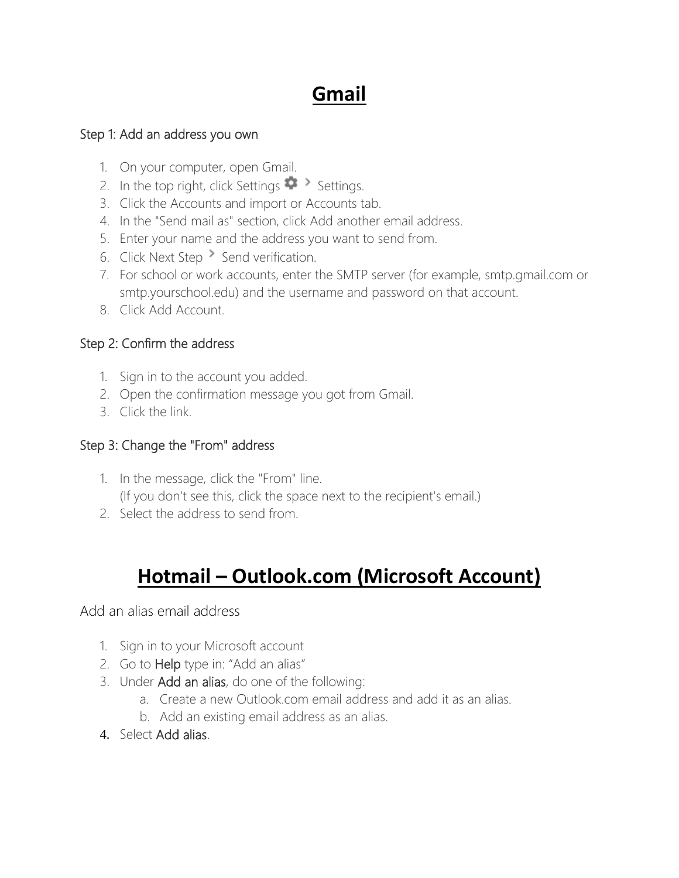# Gmail

### Step 1: Add an address you own

1. On your computer, open Gmail.
2. In the top right, click Settings ⚙ › Settings.
3. Click the Accounts and import or Accounts tab.
4. In the "Send mail as" section, click Add another email address.
5. Enter your name and the address you want to send from.
6. Click Next Step › Send verification.
7. For school or work accounts, enter the SMTP server (for example, smtp.gmail.com or smtp.yourschool.edu) and the username and password on that account.
8. Click Add Account.

### Step 2: Confirm the address

1. Sign in to the account you added.
2. Open the confirmation message you got from Gmail.
3. Click the link.

### Step 3: Change the "From" address

1. In the message, click the "From" line.
   (If you don't see this, click the space next to the recipient's email.)
2. Select the address to send from.

# Hotmail – Outlook.com (Microsoft Account)

Add an alias email address

1. Sign in to your Microsoft account
2. Go to Help type in: "Add an alias"
3. Under Add an alias, do one of the following:
   a. Create a new Outlook.com email address and add it as an alias.
   b. Add an existing email address as an alias.
4. Select Add alias.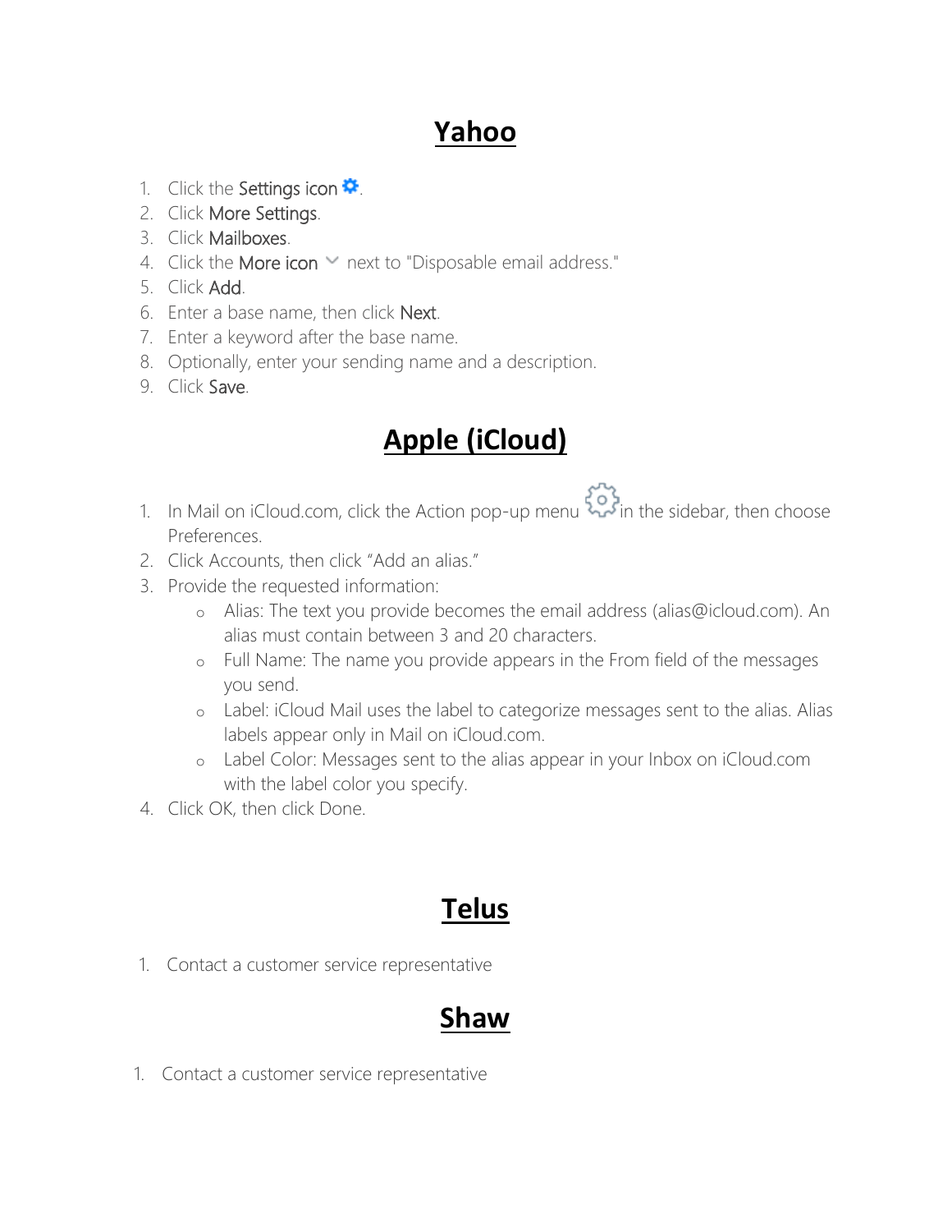# Yahoo

1. Click the Settings icon.
2. Click More Settings.
3. Click Mailboxes.
4. Click the More icon next to "Disposable email address."
5. Click Add.
6. Enter a base name, then click Next.
7. Enter a keyword after the base name.
8. Optionally, enter your sending name and a description.
9. Click Save.

# Apple (iCloud)

1. In Mail on iCloud.com, click the Action pop-up menu in the sidebar, then choose Preferences.
2. Click Accounts, then click "Add an alias."
3. Provide the requested information:
   - Alias: The text you provide becomes the email address (alias@icloud.com). An alias must contain between 3 and 20 characters.
   - Full Name: The name you provide appears in the From field of the messages you send.
   - Label: iCloud Mail uses the label to categorize messages sent to the alias. Alias labels appear only in Mail on iCloud.com.
   - Label Color: Messages sent to the alias appear in your Inbox on iCloud.com with the label color you specify.
4. Click OK, then click Done.

# Telus

1. Contact a customer service representative

# Shaw

1. Contact a customer service representative